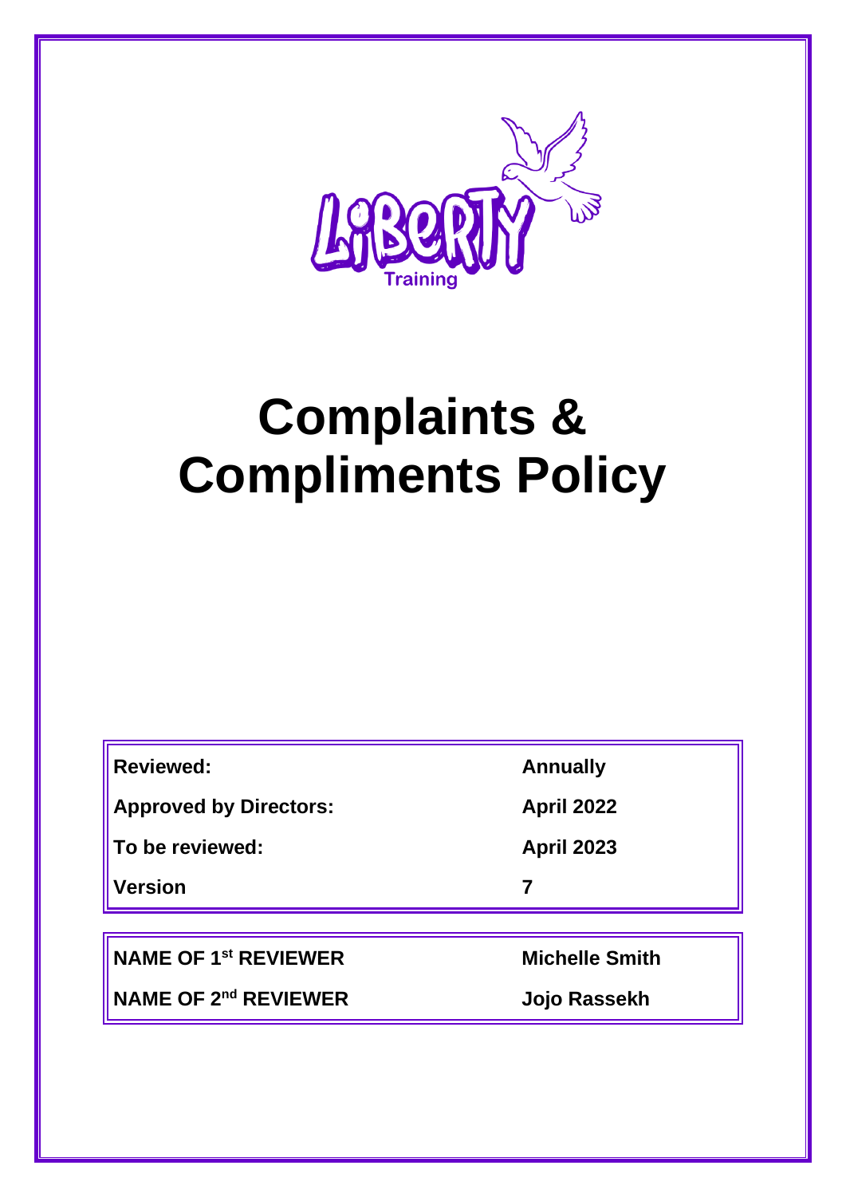Liberty Training

# Complaints & Compliments Policy

| | |
|---|---|
| **Reviewed:** | **Annually** |
| **Approved by Directors:** | **April 2022** |
| **To be reviewed:** | **April 2023** |
| **Version** | **7** |

| | |
|---|---|
| **NAME OF 1st REVIEWER** | **Michelle Smith** |
| **NAME OF 2nd REVIEWER** | **Jojo Rassekh** |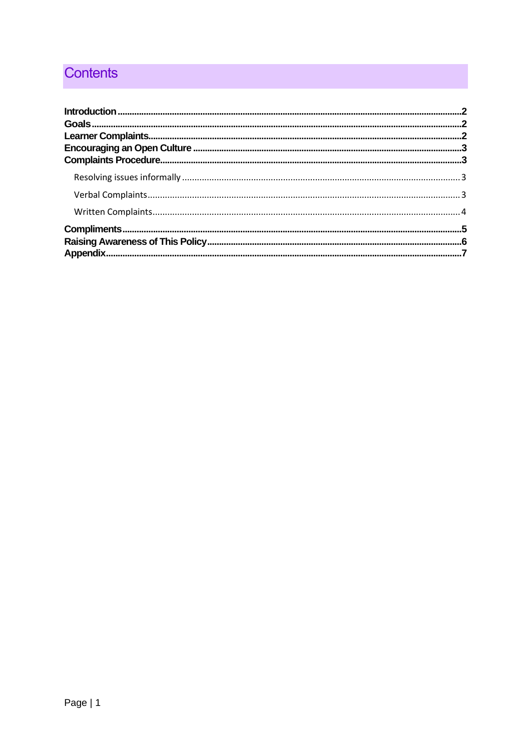# Contents

**Introduction** ..... **2**
**Goals** ..... **2**
**Learner Complaints** ..... **2**
**Encouraging an Open Culture** ..... **3**
**Complaints Procedure** ..... **3**

- Resolving issues informally ..... 3
- Verbal Complaints ..... 3
- Written Complaints ..... 4

**Compliments** ..... **5**
**Raising Awareness of This Policy** ..... **6**
**Appendix** ..... **7**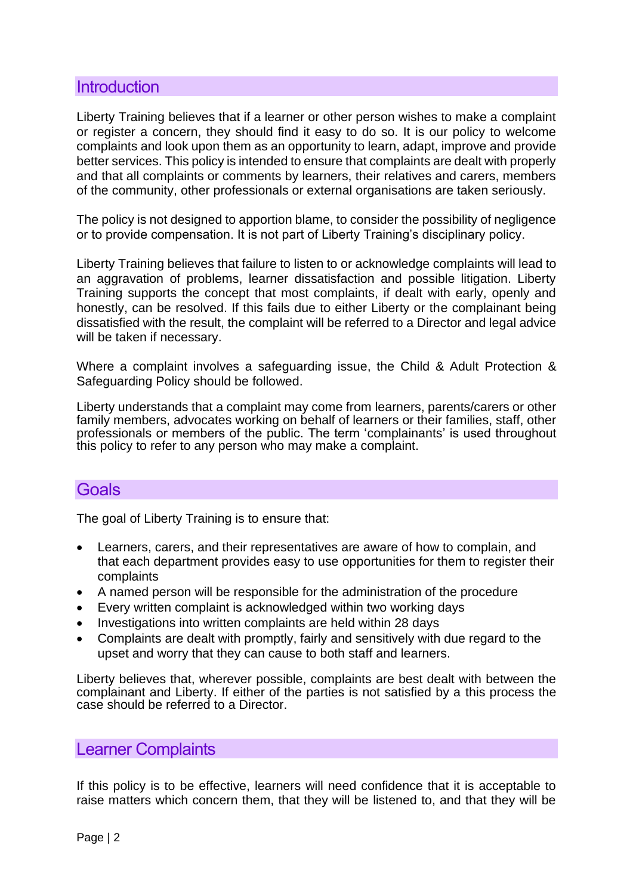## Introduction

Liberty Training believes that if a learner or other person wishes to make a complaint or register a concern, they should find it easy to do so. It is our policy to welcome complaints and look upon them as an opportunity to learn, adapt, improve and provide better services. This policy is intended to ensure that complaints are dealt with properly and that all complaints or comments by learners, their relatives and carers, members of the community, other professionals or external organisations are taken seriously.

The policy is not designed to apportion blame, to consider the possibility of negligence or to provide compensation. It is not part of Liberty Training's disciplinary policy.

Liberty Training believes that failure to listen to or acknowledge complaints will lead to an aggravation of problems, learner dissatisfaction and possible litigation. Liberty Training supports the concept that most complaints, if dealt with early, openly and honestly, can be resolved. If this fails due to either Liberty or the complainant being dissatisfied with the result, the complaint will be referred to a Director and legal advice will be taken if necessary.

Where a complaint involves a safeguarding issue, the Child & Adult Protection & Safeguarding Policy should be followed.

Liberty understands that a complaint may come from learners, parents/carers or other family members, advocates working on behalf of learners or their families, staff, other professionals or members of the public. The term 'complainants' is used throughout this policy to refer to any person who may make a complaint.

## Goals

The goal of Liberty Training is to ensure that:

- Learners, carers, and their representatives are aware of how to complain, and that each department provides easy to use opportunities for them to register their complaints
- A named person will be responsible for the administration of the procedure
- Every written complaint is acknowledged within two working days
- Investigations into written complaints are held within 28 days
- Complaints are dealt with promptly, fairly and sensitively with due regard to the upset and worry that they can cause to both staff and learners.

Liberty believes that, wherever possible, complaints are best dealt with between the complainant and Liberty. If either of the parties is not satisfied by a this process the case should be referred to a Director.

## Learner Complaints

If this policy is to be effective, learners will need confidence that it is acceptable to raise matters which concern them, that they will be listened to, and that they will be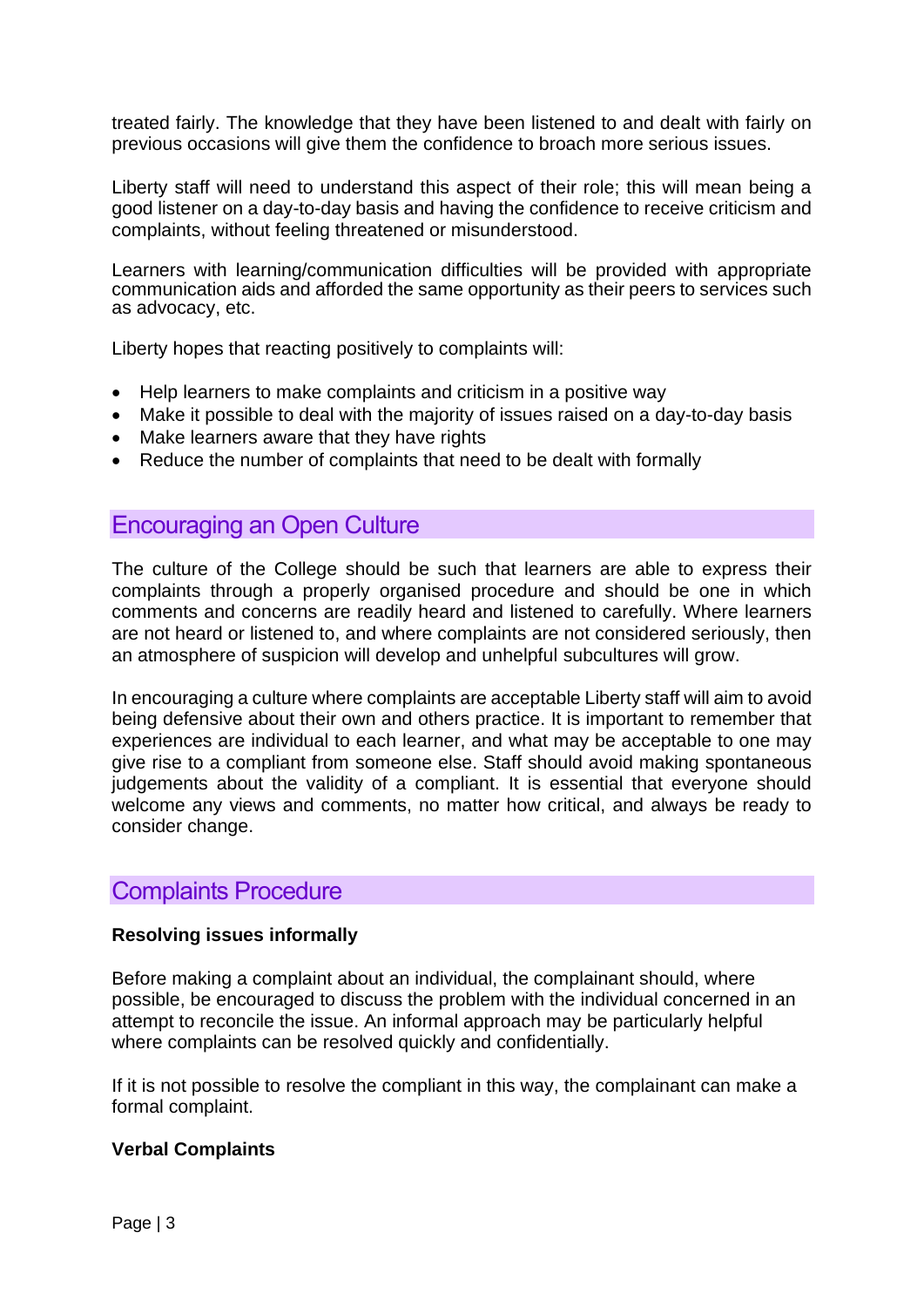treated fairly. The knowledge that they have been listened to and dealt with fairly on previous occasions will give them the confidence to broach more serious issues.

Liberty staff will need to understand this aspect of their role; this will mean being a good listener on a day-to-day basis and having the confidence to receive criticism and complaints, without feeling threatened or misunderstood.

Learners with learning/communication difficulties will be provided with appropriate communication aids and afforded the same opportunity as their peers to services such as advocacy, etc.

Liberty hopes that reacting positively to complaints will:

- Help learners to make complaints and criticism in a positive way
- Make it possible to deal with the majority of issues raised on a day-to-day basis
- Make learners aware that they have rights
- Reduce the number of complaints that need to be dealt with formally

## Encouraging an Open Culture

The culture of the College should be such that learners are able to express their complaints through a properly organised procedure and should be one in which comments and concerns are readily heard and listened to carefully. Where learners are not heard or listened to, and where complaints are not considered seriously, then an atmosphere of suspicion will develop and unhelpful subcultures will grow.

In encouraging a culture where complaints are acceptable Liberty staff will aim to avoid being defensive about their own and others practice. It is important to remember that experiences are individual to each learner, and what may be acceptable to one may give rise to a compliant from someone else. Staff should avoid making spontaneous judgements about the validity of a compliant. It is essential that everyone should welcome any views and comments, no matter how critical, and always be ready to consider change.

## Complaints Procedure

**Resolving issues informally**

Before making a complaint about an individual, the complainant should, where possible, be encouraged to discuss the problem with the individual concerned in an attempt to reconcile the issue. An informal approach may be particularly helpful where complaints can be resolved quickly and confidentially.

If it is not possible to resolve the compliant in this way, the complainant can make a formal complaint.

**Verbal Complaints**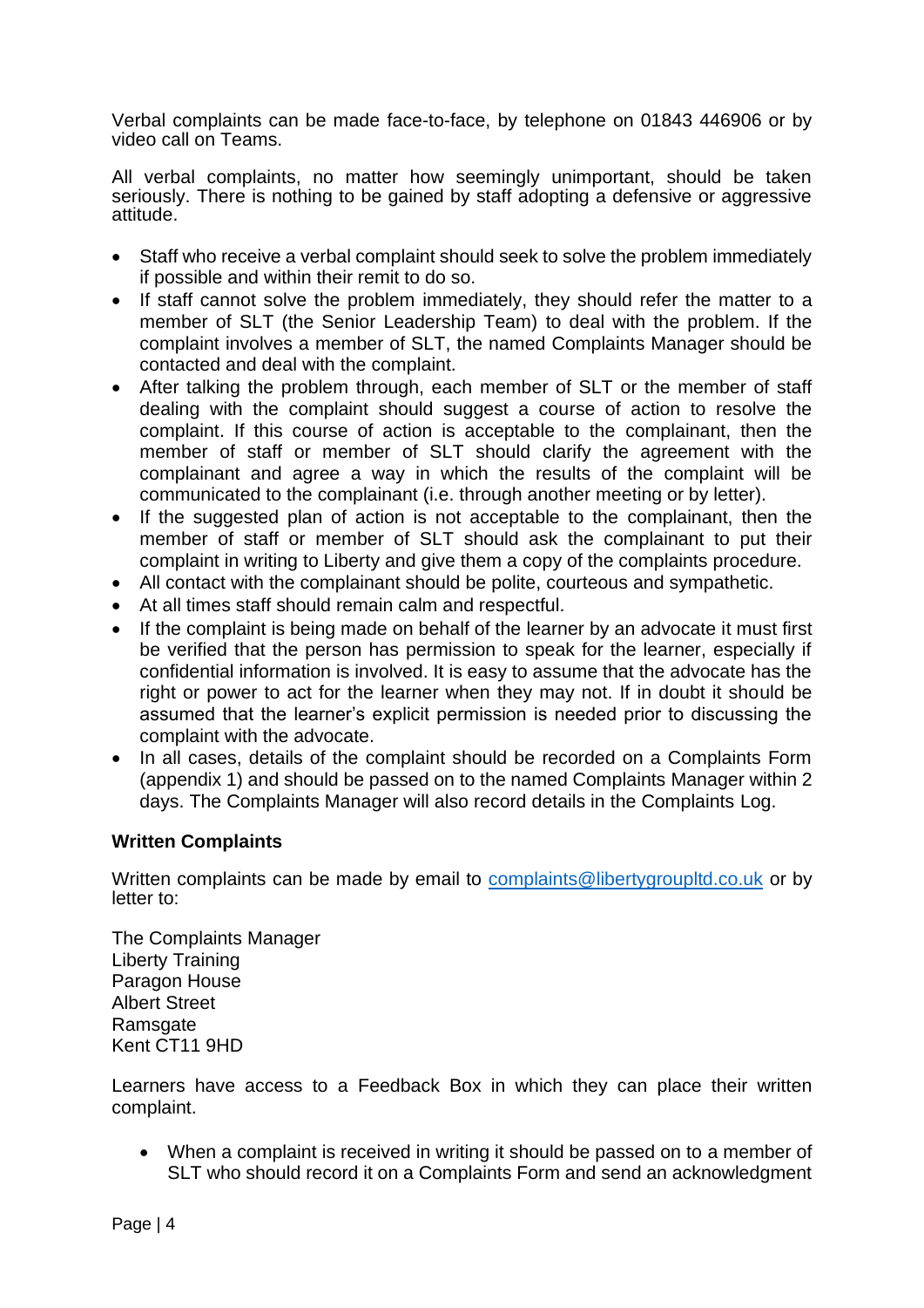Verbal complaints can be made face-to-face, by telephone on 01843 446906 or by video call on Teams.

All verbal complaints, no matter how seemingly unimportant, should be taken seriously. There is nothing to be gained by staff adopting a defensive or aggressive attitude.

- Staff who receive a verbal complaint should seek to solve the problem immediately if possible and within their remit to do so.
- If staff cannot solve the problem immediately, they should refer the matter to a member of SLT (the Senior Leadership Team) to deal with the problem. If the complaint involves a member of SLT, the named Complaints Manager should be contacted and deal with the complaint.
- After talking the problem through, each member of SLT or the member of staff dealing with the complaint should suggest a course of action to resolve the complaint. If this course of action is acceptable to the complainant, then the member of staff or member of SLT should clarify the agreement with the complainant and agree a way in which the results of the complaint will be communicated to the complainant (i.e. through another meeting or by letter).
- If the suggested plan of action is not acceptable to the complainant, then the member of staff or member of SLT should ask the complainant to put their complaint in writing to Liberty and give them a copy of the complaints procedure.
- All contact with the complainant should be polite, courteous and sympathetic.
- At all times staff should remain calm and respectful.
- If the complaint is being made on behalf of the learner by an advocate it must first be verified that the person has permission to speak for the learner, especially if confidential information is involved. It is easy to assume that the advocate has the right or power to act for the learner when they may not. If in doubt it should be assumed that the learner's explicit permission is needed prior to discussing the complaint with the advocate.
- In all cases, details of the complaint should be recorded on a Complaints Form (appendix 1) and should be passed on to the named Complaints Manager within 2 days. The Complaints Manager will also record details in the Complaints Log.

**Written Complaints**

Written complaints can be made by email to complaints@libertygroupltd.co.uk or by letter to:

The Complaints Manager
Liberty Training
Paragon House
Albert Street
Ramsgate
Kent CT11 9HD

Learners have access to a Feedback Box in which they can place their written complaint.

- When a complaint is received in writing it should be passed on to a member of SLT who should record it on a Complaints Form and send an acknowledgment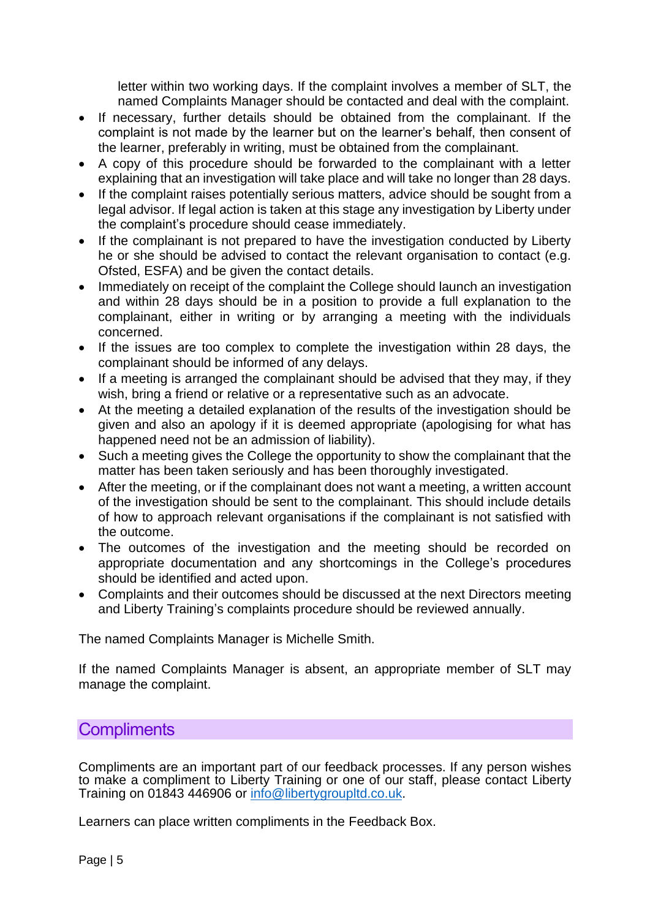letter within two working days. If the complaint involves a member of SLT, the named Complaints Manager should be contacted and deal with the complaint.

- If necessary, further details should be obtained from the complainant. If the complaint is not made by the learner but on the learner's behalf, then consent of the learner, preferably in writing, must be obtained from the complainant.
- A copy of this procedure should be forwarded to the complainant with a letter explaining that an investigation will take place and will take no longer than 28 days.
- If the complaint raises potentially serious matters, advice should be sought from a legal advisor. If legal action is taken at this stage any investigation by Liberty under the complaint's procedure should cease immediately.
- If the complainant is not prepared to have the investigation conducted by Liberty he or she should be advised to contact the relevant organisation to contact (e.g. Ofsted, ESFA) and be given the contact details.
- Immediately on receipt of the complaint the College should launch an investigation and within 28 days should be in a position to provide a full explanation to the complainant, either in writing or by arranging a meeting with the individuals concerned.
- If the issues are too complex to complete the investigation within 28 days, the complainant should be informed of any delays.
- If a meeting is arranged the complainant should be advised that they may, if they wish, bring a friend or relative or a representative such as an advocate.
- At the meeting a detailed explanation of the results of the investigation should be given and also an apology if it is deemed appropriate (apologising for what has happened need not be an admission of liability).
- Such a meeting gives the College the opportunity to show the complainant that the matter has been taken seriously and has been thoroughly investigated.
- After the meeting, or if the complainant does not want a meeting, a written account of the investigation should be sent to the complainant. This should include details of how to approach relevant organisations if the complainant is not satisfied with the outcome.
- The outcomes of the investigation and the meeting should be recorded on appropriate documentation and any shortcomings in the College's procedures should be identified and acted upon.
- Complaints and their outcomes should be discussed at the next Directors meeting and Liberty Training's complaints procedure should be reviewed annually.

The named Complaints Manager is Michelle Smith.

If the named Complaints Manager is absent, an appropriate member of SLT may manage the complaint.

## Compliments

Compliments are an important part of our feedback processes. If any person wishes to make a compliment to Liberty Training or one of our staff, please contact Liberty Training on 01843 446906 or info@libertygroupltd.co.uk.

Learners can place written compliments in the Feedback Box.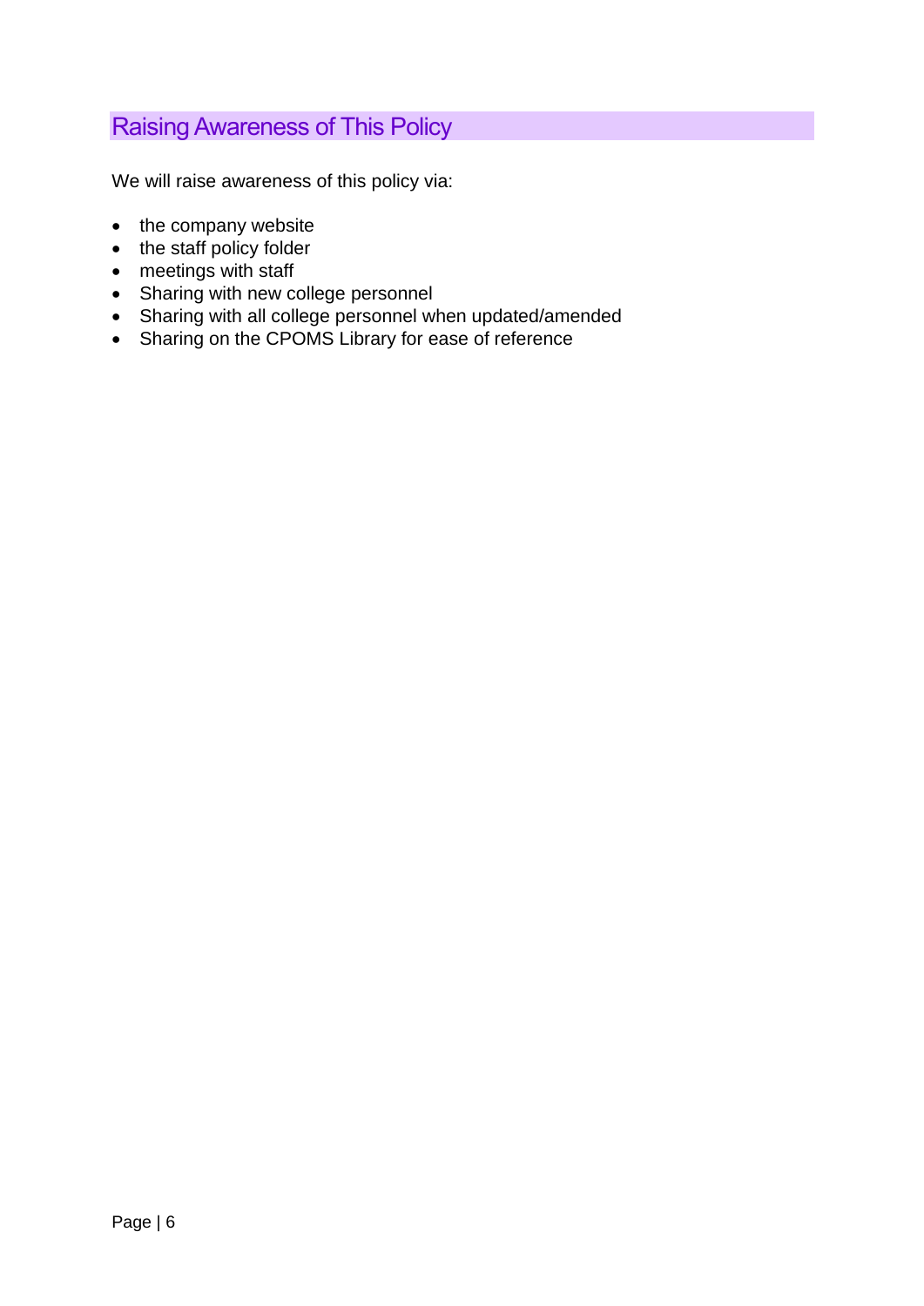## Raising Awareness of This Policy

We will raise awareness of this policy via:

- the company website
- the staff policy folder
- meetings with staff
- Sharing with new college personnel
- Sharing with all college personnel when updated/amended
- Sharing on the CPOMS Library for ease of reference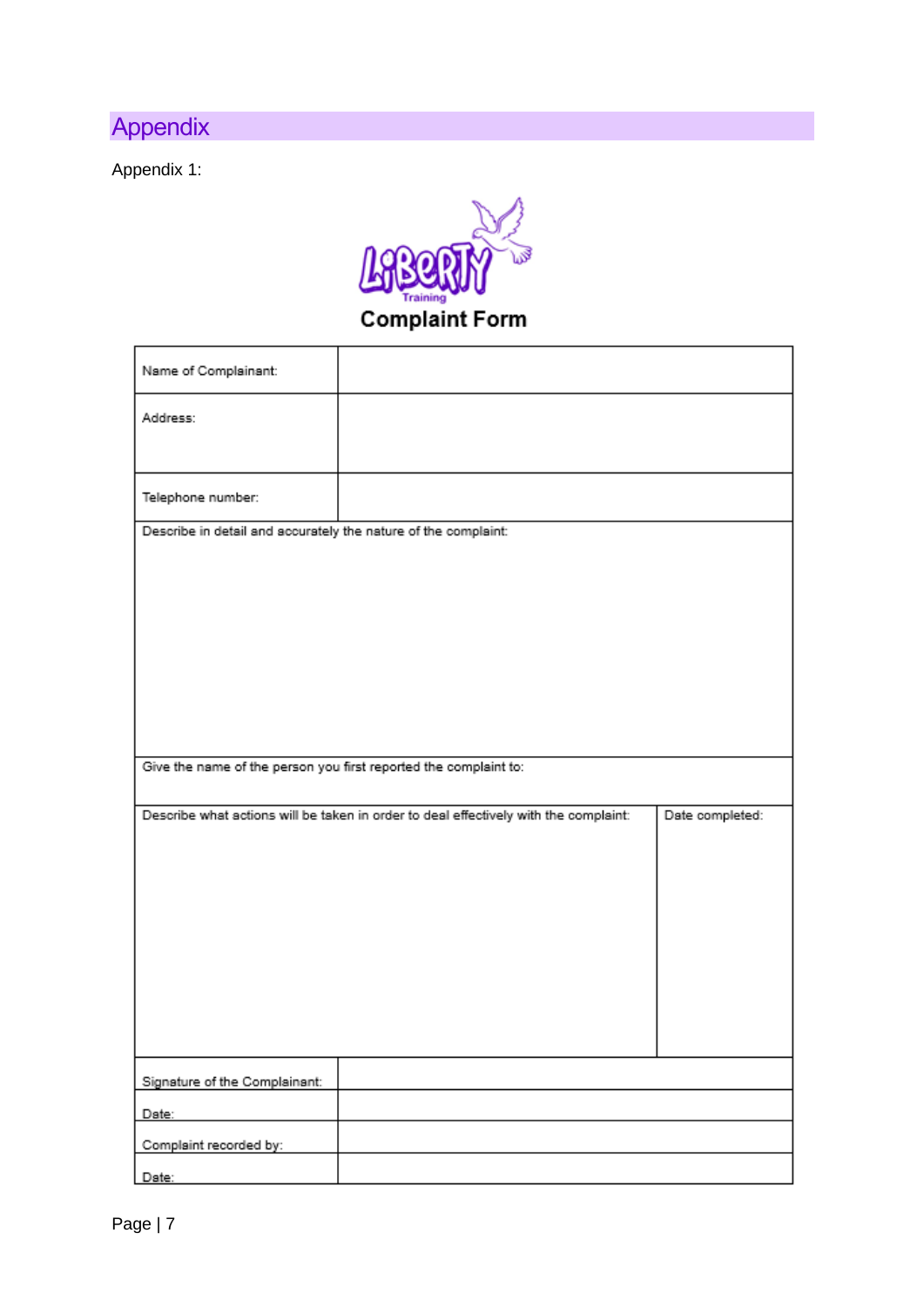# Appendix

Appendix 1:

LiBeRTY Training

**Complaint Form**

| | | |
|---|---|---|
| Name of Complainant: | | |
| Address: | | |
| Telephone number: | | |
| Describe in detail and accurately the nature of the complaint: | | |
| Give the name of the person you first reported the complaint to: | | |
| Describe what actions will be taken in order to deal effectively with the complaint: | | Date completed: |
| Signature of the Complainant: | | |
| Date: | | |
| Complaint recorded by: | | |
| Date: | | |